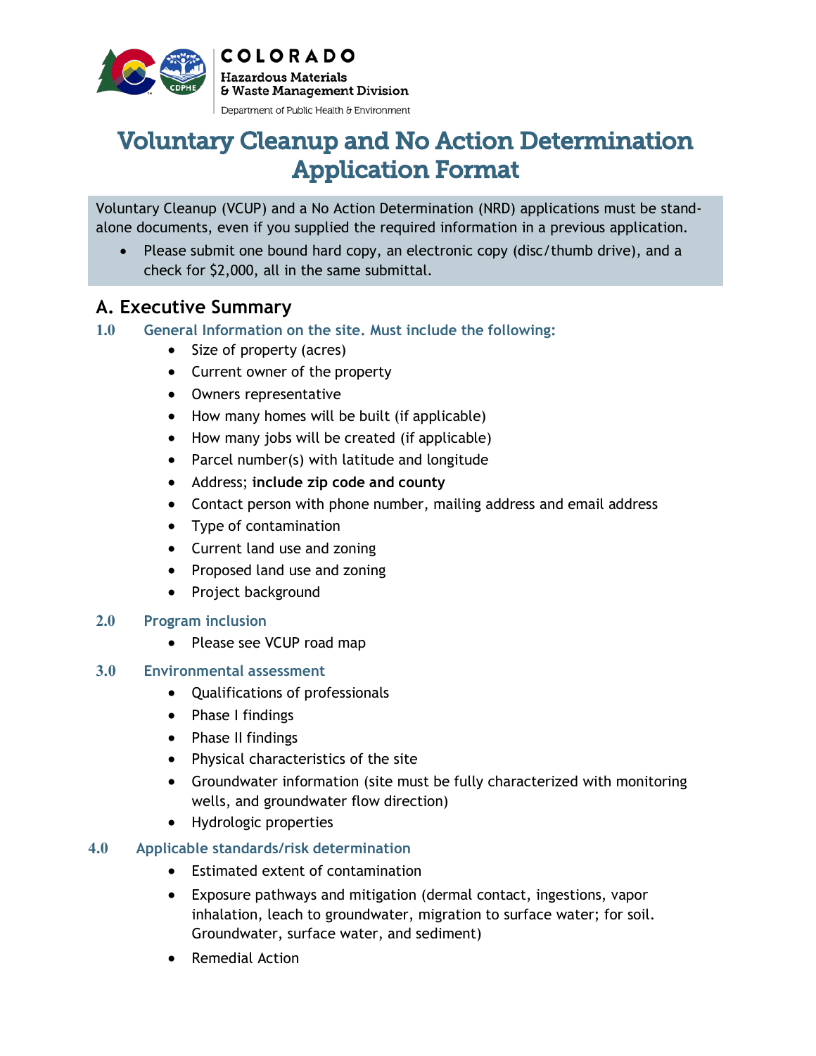COLORADO

Hazardous Materials & Waste Management Division

Department of Public Health & Environment

# Voluntary Cleanup and No Action Determination Application Format

Voluntary Cleanup (VCUP) and a No Action Determination (NRD) applications must be stand-alone documents, even if you supplied the required information in a previous application.

- Please submit one bound hard copy, an electronic copy (disc/thumb drive), and a check for $2,000, all in the same submittal.

## A. Executive Summary

### 1.0 General Information on the site. Must include the following:

- Size of property (acres)
- Current owner of the property
- Owners representative
- How many homes will be built (if applicable)
- How many jobs will be created (if applicable)
- Parcel number(s) with latitude and longitude
- Address; **include zip code and county**
- Contact person with phone number, mailing address and email address
- Type of contamination
- Current land use and zoning
- Proposed land use and zoning
- Project background

### 2.0 Program inclusion

- Please see VCUP road map

### 3.0 Environmental assessment

- Qualifications of professionals
- Phase I findings
- Phase II findings
- Physical characteristics of the site
- Groundwater information (site must be fully characterized with monitoring wells, and groundwater flow direction)
- Hydrologic properties

### 4.0 Applicable standards/risk determination

- Estimated extent of contamination
- Exposure pathways and mitigation (dermal contact, ingestions, vapor inhalation, leach to groundwater, migration to surface water; for soil. Groundwater, surface water, and sediment)
- Remedial Action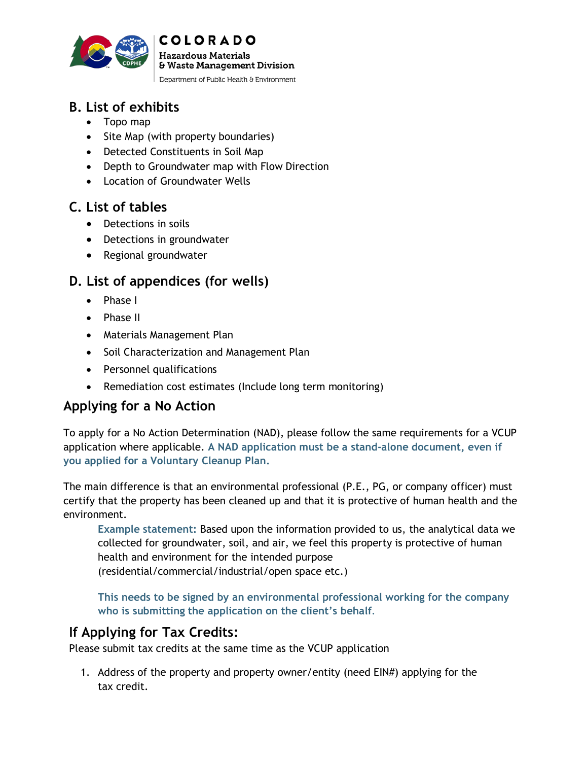## B. List of exhibits

- Topo map
- Site Map (with property boundaries)
- Detected Constituents in Soil Map
- Depth to Groundwater map with Flow Direction
- Location of Groundwater Wells

## C. List of tables

- Detections in soils
- Detections in groundwater
- Regional groundwater

## D. List of appendices (for wells)

- Phase I
- Phase II
- Materials Management Plan
- Soil Characterization and Management Plan
- Personnel qualifications
- Remediation cost estimates (Include long term monitoring)

## Applying for a No Action

To apply for a No Action Determination (NAD), please follow the same requirements for a VCUP application where applicable. **A NAD application must be a stand-alone document, even if you applied for a Voluntary Cleanup Plan.**

The main difference is that an environmental professional (P.E., PG, or company officer) must certify that the property has been cleaned up and that it is protective of human health and the environment.

> **Example statement:** Based upon the information provided to us, the analytical data we collected for groundwater, soil, and air, we feel this property is protective of human health and environment for the intended purpose (residential/commercial/industrial/open space etc.)
>
> **This needs to be signed by an environmental professional working for the company who is submitting the application on the client's behalf.**

## If Applying for Tax Credits:

Please submit tax credits at the same time as the VCUP application

1. Address of the property and property owner/entity (need EIN#) applying for the tax credit.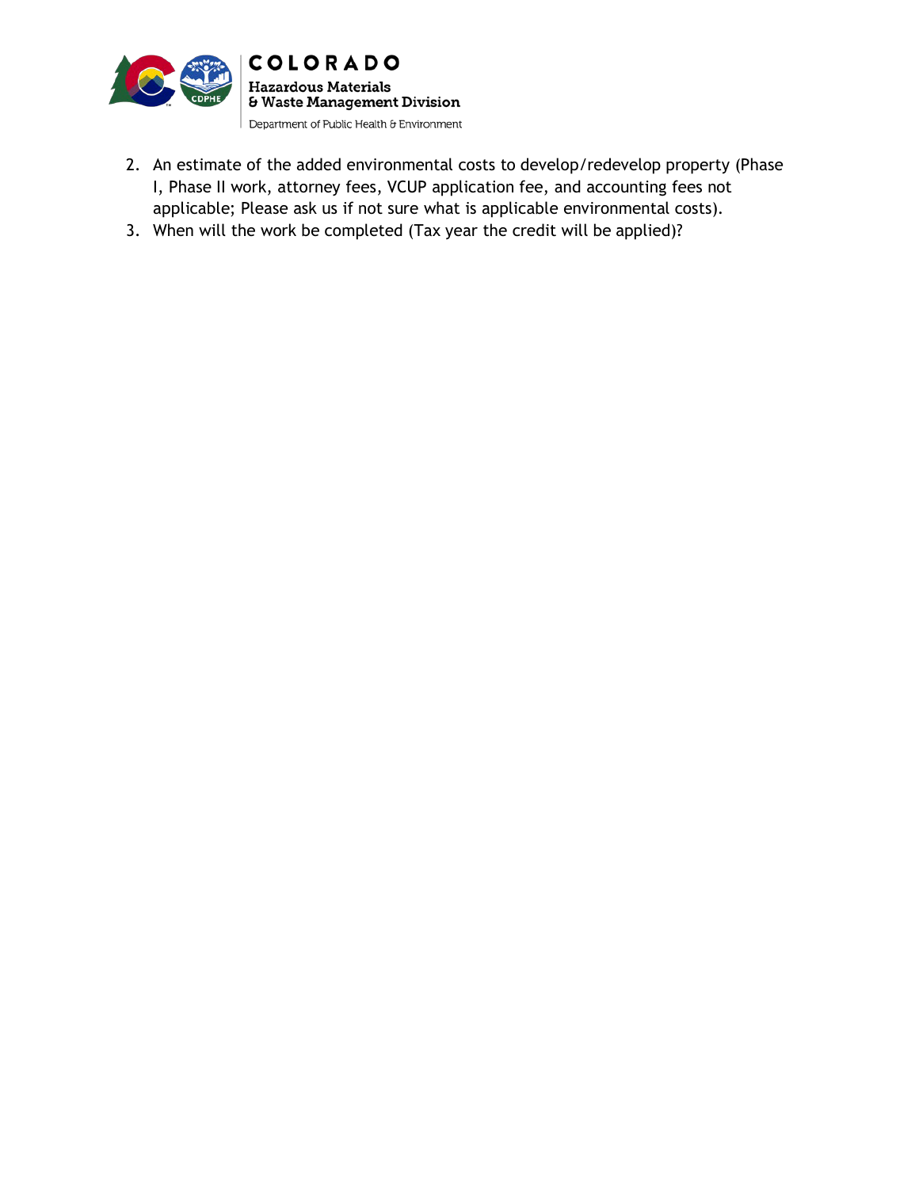2. An estimate of the added environmental costs to develop/redevelop property (Phase I, Phase II work, attorney fees, VCUP application fee, and accounting fees not applicable; Please ask us if not sure what is applicable environmental costs).
3. When will the work be completed (Tax year the credit will be applied)?